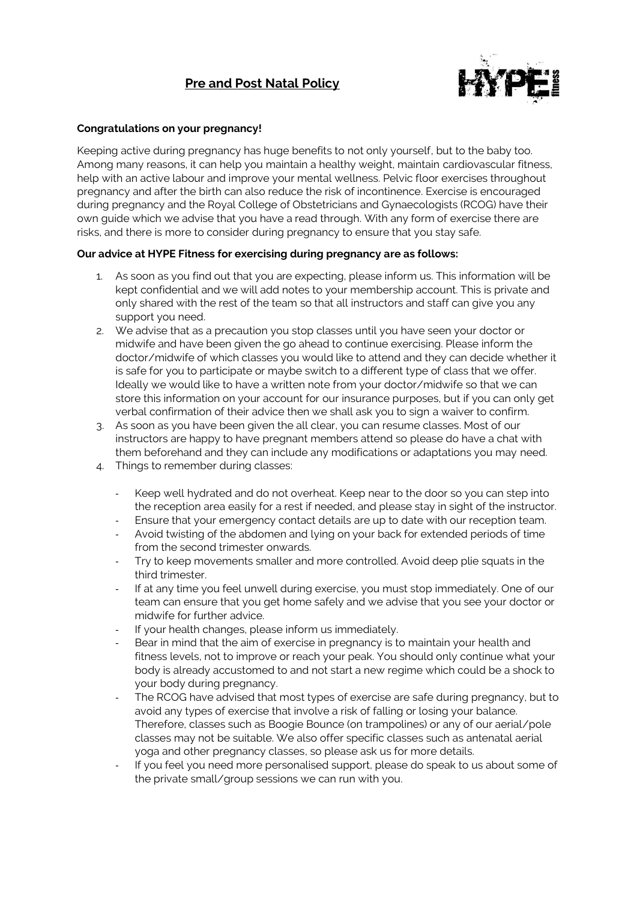# Pre and Post Natal Policy

**Congratulations on your pregnancy!**

Keeping active during pregnancy has huge benefits to not only yourself, but to the baby too. Among many reasons, it can help you maintain a healthy weight, maintain cardiovascular fitness, help with an active labour and improve your mental wellness. Pelvic floor exercises throughout pregnancy and after the birth can also reduce the risk of incontinence. Exercise is encouraged during pregnancy and the Royal College of Obstetricians and Gynaecologists (RCOG) have their own guide which we advise that you have a read through. With any form of exercise there are risks, and there is more to consider during pregnancy to ensure that you stay safe.

**Our advice at HYPE Fitness for exercising during pregnancy are as follows:**

1. As soon as you find out that you are expecting, please inform us. This information will be kept confidential and we will add notes to your membership account. This is private and only shared with the rest of the team so that all instructors and staff can give you any support you need.
2. We advise that as a precaution you stop classes until you have seen your doctor or midwife and have been given the go ahead to continue exercising. Please inform the doctor/midwife of which classes you would like to attend and they can decide whether it is safe for you to participate or maybe switch to a different type of class that we offer. Ideally we would like to have a written note from your doctor/midwife so that we can store this information on your account for our insurance purposes, but if you can only get verbal confirmation of their advice then we shall ask you to sign a waiver to confirm.
3. As soon as you have been given the all clear, you can resume classes. Most of our instructors are happy to have pregnant members attend so please do have a chat with them beforehand and they can include any modifications or adaptations you may need.
4. Things to remember during classes:
   - Keep well hydrated and do not overheat. Keep near to the door so you can step into the reception area easily for a rest if needed, and please stay in sight of the instructor.
   - Ensure that your emergency contact details are up to date with our reception team.
   - Avoid twisting of the abdomen and lying on your back for extended periods of time from the second trimester onwards.
   - Try to keep movements smaller and more controlled. Avoid deep plie squats in the third trimester.
   - If at any time you feel unwell during exercise, you must stop immediately. One of our team can ensure that you get home safely and we advise that you see your doctor or midwife for further advice.
   - If your health changes, please inform us immediately.
   - Bear in mind that the aim of exercise in pregnancy is to maintain your health and fitness levels, not to improve or reach your peak. You should only continue what your body is already accustomed to and not start a new regime which could be a shock to your body during pregnancy.
   - The RCOG have advised that most types of exercise are safe during pregnancy, but to avoid any types of exercise that involve a risk of falling or losing your balance. Therefore, classes such as Boogie Bounce (on trampolines) or any of our aerial/pole classes may not be suitable. We also offer specific classes such as antenatal aerial yoga and other pregnancy classes, so please ask us for more details.
   - If you feel you need more personalised support, please do speak to us about some of the private small/group sessions we can run with you.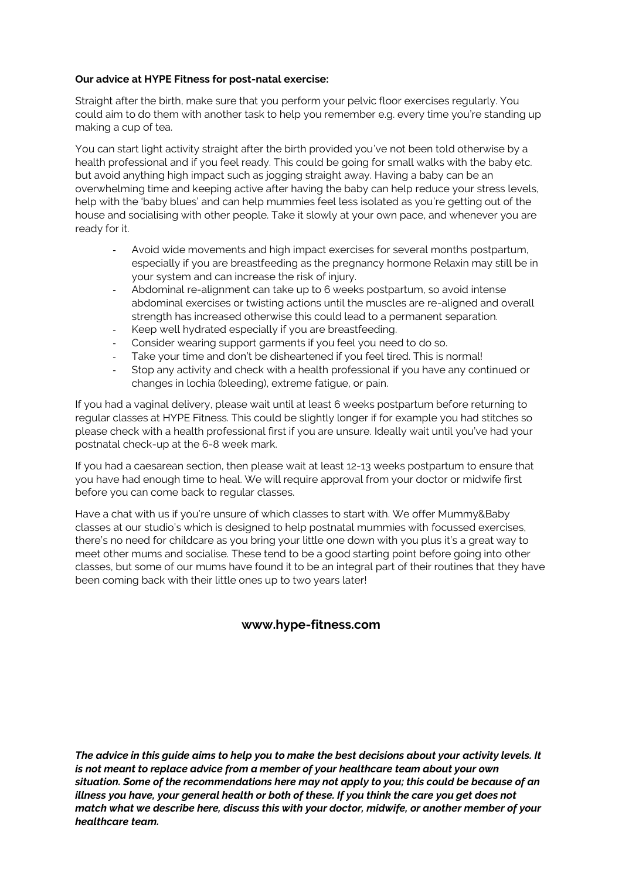**Our advice at HYPE Fitness for post-natal exercise:**

Straight after the birth, make sure that you perform your pelvic floor exercises regularly. You could aim to do them with another task to help you remember e.g. every time you're standing up making a cup of tea.

You can start light activity straight after the birth provided you've not been told otherwise by a health professional and if you feel ready. This could be going for small walks with the baby etc. but avoid anything high impact such as jogging straight away. Having a baby can be an overwhelming time and keeping active after having the baby can help reduce your stress levels, help with the 'baby blues' and can help mummies feel less isolated as you're getting out of the house and socialising with other people. Take it slowly at your own pace, and whenever you are ready for it.

- Avoid wide movements and high impact exercises for several months postpartum, especially if you are breastfeeding as the pregnancy hormone Relaxin may still be in your system and can increase the risk of injury.
- Abdominal re-alignment can take up to 6 weeks postpartum, so avoid intense abdominal exercises or twisting actions until the muscles are re-aligned and overall strength has increased otherwise this could lead to a permanent separation.
- Keep well hydrated especially if you are breastfeeding.
- Consider wearing support garments if you feel you need to do so.
- Take your time and don't be disheartened if you feel tired. This is normal!
- Stop any activity and check with a health professional if you have any continued or changes in lochia (bleeding), extreme fatigue, or pain.

If you had a vaginal delivery, please wait until at least 6 weeks postpartum before returning to regular classes at HYPE Fitness. This could be slightly longer if for example you had stitches so please check with a health professional first if you are unsure. Ideally wait until you've had your postnatal check-up at the 6-8 week mark.

If you had a caesarean section, then please wait at least 12-13 weeks postpartum to ensure that you have had enough time to heal. We will require approval from your doctor or midwife first before you can come back to regular classes.

Have a chat with us if you're unsure of which classes to start with. We offer Mummy&Baby classes at our studio's which is designed to help postnatal mummies with focussed exercises, there's no need for childcare as you bring your little one down with you plus it's a great way to meet other mums and socialise. These tend to be a good starting point before going into other classes, but some of our mums have found it to be an integral part of their routines that they have been coming back with their little ones up to two years later!

**www.hype-fitness.com**

***The advice in this guide aims to help you to make the best decisions about your activity levels. It is not meant to replace advice from a member of your healthcare team about your own situation. Some of the recommendations here may not apply to you; this could be because of an illness you have, your general health or both of these. If you think the care you get does not match what we describe here, discuss this with your doctor, midwife, or another member of your healthcare team.***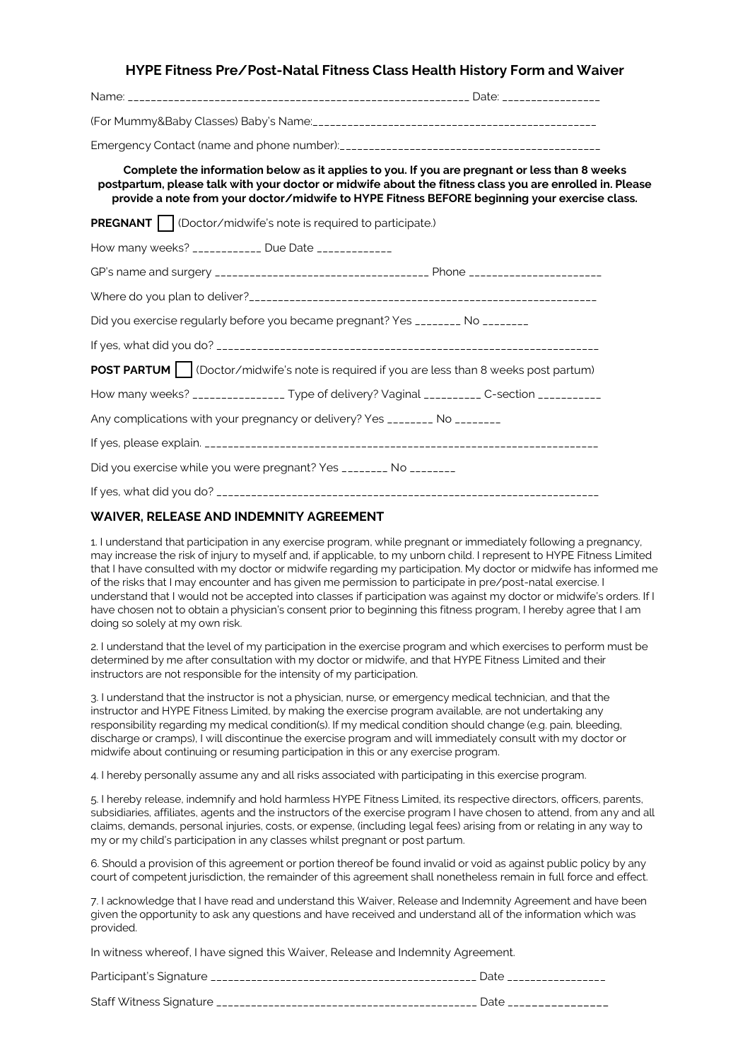## HYPE Fitness Pre/Post-Natal Fitness Class Health History Form and Waiver

Name: ______________________________________________________ Date: ________________

(For Mummy&Baby Classes) Baby's Name:_______________________________________________

Emergency Contact (name and phone number):___________________________________________

**Complete the information below as it applies to you. If you are pregnant or less than 8 weeks postpartum, please talk with your doctor or midwife about the fitness class you are enrolled in. Please provide a note from your doctor/midwife to HYPE Fitness BEFORE beginning your exercise class.**

**PREGNANT** ☐ (Doctor/midwife's note is required to participate.)

How many weeks? ____________ Due Date _____________

GP's name and surgery ____________________________________ Phone ______________________

Where do you plan to deliver?___________________________________________________________

Did you exercise regularly before you became pregnant? Yes ________ No ________

If yes, what did you do? ______________________________________________________________

**POST PARTUM** ☐ (Doctor/midwife's note is required if you are less than 8 weeks post partum)

How many weeks? _______________ Type of delivery? Vaginal __________ C-section __________

Any complications with your pregnancy or delivery? Yes ________ No ________

If yes, please explain. _______________________________________________________________

Did you exercise while you were pregnant? Yes ________ No ________

If yes, what did you do? ______________________________________________________________

### WAIVER, RELEASE AND INDEMNITY AGREEMENT

1. I understand that participation in any exercise program, while pregnant or immediately following a pregnancy, may increase the risk of injury to myself and, if applicable, to my unborn child. I represent to HYPE Fitness Limited that I have consulted with my doctor or midwife regarding my participation. My doctor or midwife has informed me of the risks that I may encounter and has given me permission to participate in pre/post-natal exercise. I understand that I would not be accepted into classes if participation was against my doctor or midwife's orders. If I have chosen not to obtain a physician's consent prior to beginning this fitness program, I hereby agree that I am doing so solely at my own risk.

2. I understand that the level of my participation in the exercise program and which exercises to perform must be determined by me after consultation with my doctor or midwife, and that HYPE Fitness Limited and their instructors are not responsible for the intensity of my participation.

3. I understand that the instructor is not a physician, nurse, or emergency medical technician, and that the instructor and HYPE Fitness Limited, by making the exercise program available, are not undertaking any responsibility regarding my medical condition(s). If my medical condition should change (e.g. pain, bleeding, discharge or cramps), I will discontinue the exercise program and will immediately consult with my doctor or midwife about continuing or resuming participation in this or any exercise program.

4. I hereby personally assume any and all risks associated with participating in this exercise program.

5. I hereby release, indemnify and hold harmless HYPE Fitness Limited, its respective directors, officers, parents, subsidiaries, affiliates, agents and the instructors of the exercise program I have chosen to attend, from any and all claims, demands, personal injuries, costs, or expense, (including legal fees) arising from or relating in any way to my or my child's participation in any classes whilst pregnant or post partum.

6. Should a provision of this agreement or portion thereof be found invalid or void as against public policy by any court of competent jurisdiction, the remainder of this agreement shall nonetheless remain in full force and effect.

7. I acknowledge that I have read and understand this Waiver, Release and Indemnity Agreement and have been given the opportunity to ask any questions and have received and understand all of the information which was provided.

In witness whereof, I have signed this Waiver, Release and Indemnity Agreement.

Participant's Signature ____________________________________________ Date ________________

Staff Witness Signature ____________________________________________ Date ________________